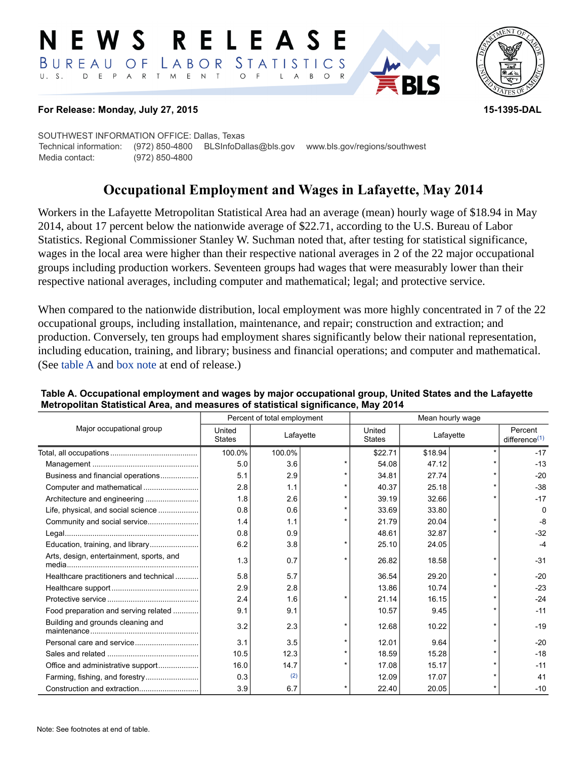# NEWS RELEASE

BUREAU OF LABOR STATISTICS
U. S. DEPARTMENT OF LABOR

**For Release: Monday, July 27, 2015** **15-1395-DAL**

SOUTHWEST INFORMATION OFFICE: Dallas, Texas
Technical information: (972) 850-4800 BLSInfoDallas@bls.gov www.bls.gov/regions/southwest
Media contact: (972) 850-4800

## Occupational Employment and Wages in Lafayette, May 2014

Workers in the Lafayette Metropolitan Statistical Area had an average (mean) hourly wage of $18.94 in May 2014, about 17 percent below the nationwide average of $22.71, according to the U.S. Bureau of Labor Statistics. Regional Commissioner Stanley W. Suchman noted that, after testing for statistical significance, wages in the local area were higher than their respective national averages in 2 of the 22 major occupational groups including production workers. Seventeen groups had wages that were measurably lower than their respective national averages, including computer and mathematical; legal; and protective service.

When compared to the nationwide distribution, local employment was more highly concentrated in 7 of the 22 occupational groups, including installation, maintenance, and repair; construction and extraction; and production. Conversely, ten groups had employment shares significantly below their national representation, including education, training, and library; business and financial operations; and computer and mathematical. (See table A and box note at end of release.)

**Table A. Occupational employment and wages by major occupational group, United States and the Lafayette Metropolitan Statistical Area, and measures of statistical significance, May 2014**

| Major occupational group | Percent of total employment | | | Mean hourly wage | | | |
|---|---|---|---|---|---|---|---|
| | United States | Lafayette | | United States | Lafayette | | Percent difference(1) |
| Total, all occupations | 100.0% | 100.0% | | $22.71 | $18.94 | * | -17 |
| Management | 5.0 | 3.6 | * | 54.08 | 47.12 | * | -13 |
| Business and financial operations | 5.1 | 2.9 | * | 34.81 | 27.74 | * | -20 |
| Computer and mathematical | 2.8 | 1.1 | * | 40.37 | 25.18 | * | -38 |
| Architecture and engineering | 1.8 | 2.6 | * | 39.19 | 32.66 | * | -17 |
| Life, physical, and social science | 0.8 | 0.6 | * | 33.69 | 33.80 | | 0 |
| Community and social service | 1.4 | 1.1 | * | 21.79 | 20.04 | * | -8 |
| Legal | 0.8 | 0.9 | | 48.61 | 32.87 | * | -32 |
| Education, training, and library | 6.2 | 3.8 | * | 25.10 | 24.05 | | -4 |
| Arts, design, entertainment, sports, and media | 1.3 | 0.7 | * | 26.82 | 18.58 | * | -31 |
| Healthcare practitioners and technical | 5.8 | 5.7 | | 36.54 | 29.20 | * | -20 |
| Healthcare support | 2.9 | 2.8 | | 13.86 | 10.74 | * | -23 |
| Protective service | 2.4 | 1.6 | * | 21.14 | 16.15 | * | -24 |
| Food preparation and serving related | 9.1 | 9.1 | | 10.57 | 9.45 | * | -11 |
| Building and grounds cleaning and maintenance | 3.2 | 2.3 | * | 12.68 | 10.22 | * | -19 |
| Personal care and service | 3.1 | 3.5 | * | 12.01 | 9.64 | * | -20 |
| Sales and related | 10.5 | 12.3 | * | 18.59 | 15.28 | * | -18 |
| Office and administrative support | 16.0 | 14.7 | * | 17.08 | 15.17 | * | -11 |
| Farming, fishing, and forestry | 0.3 | (2) | | 12.09 | 17.07 | * | 41 |
| Construction and extraction | 3.9 | 6.7 | * | 22.40 | 20.05 | * | -10 |

Note: See footnotes at end of table.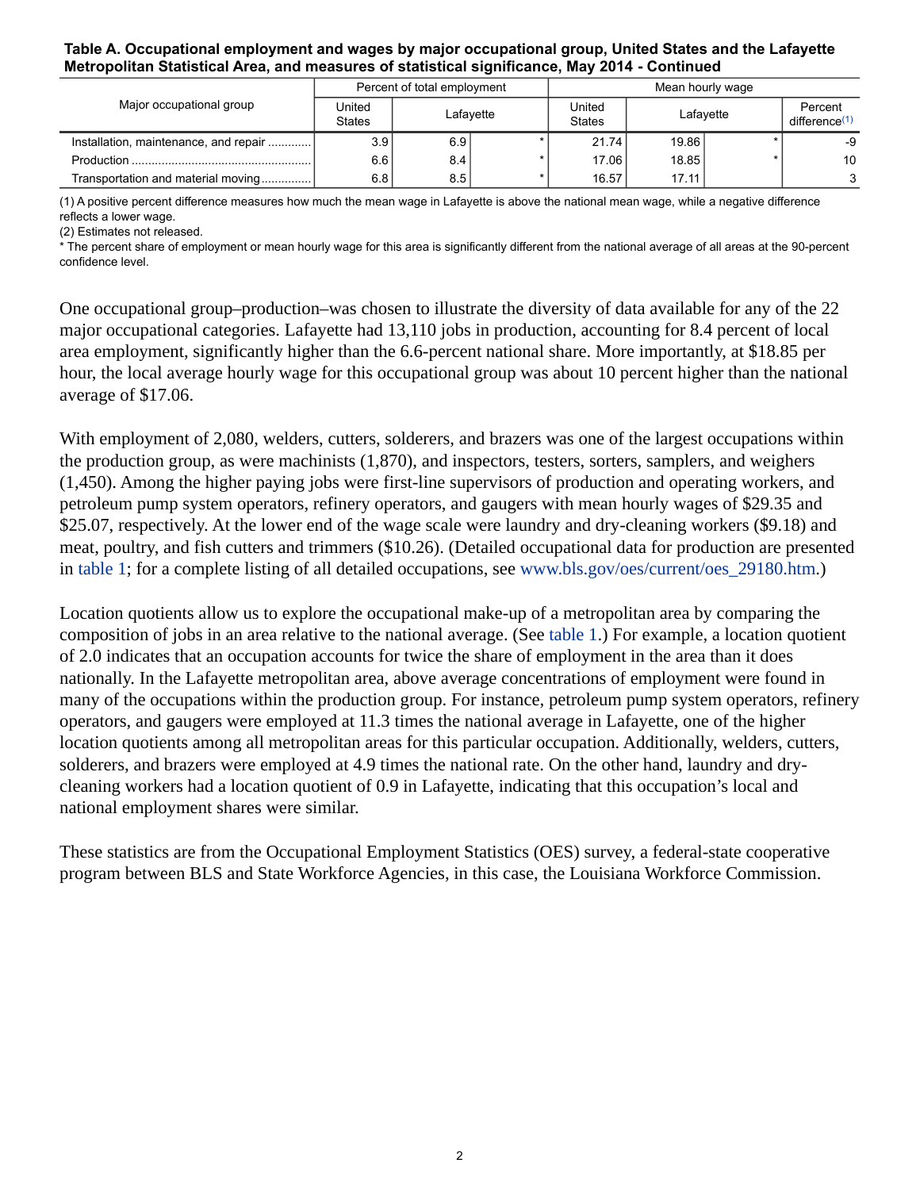**Table A. Occupational employment and wages by major occupational group, United States and the Lafayette Metropolitan Statistical Area, and measures of statistical significance, May 2014 - Continued**

| Major occupational group | Percent of total employment | | | Mean hourly wage | | | |
|---|---|---|---|---|---|---|---|
| | United States | Lafayette | | United States | Lafayette | | Percent difference(1) |
| Installation, maintenance, and repair | 3.9 | 6.9 | * | 21.74 | 19.86 | * | -9 |
| Production | 6.6 | 8.4 | * | 17.06 | 18.85 | * | 10 |
| Transportation and material moving | 6.8 | 8.5 | * | 16.57 | 17.11 | | 3 |

(1) A positive percent difference measures how much the mean wage in Lafayette is above the national mean wage, while a negative difference reflects a lower wage.
(2) Estimates not released.
* The percent share of employment or mean hourly wage for this area is significantly different from the national average of all areas at the 90-percent confidence level.

One occupational group–production–was chosen to illustrate the diversity of data available for any of the 22 major occupational categories. Lafayette had 13,110 jobs in production, accounting for 8.4 percent of local area employment, significantly higher than the 6.6-percent national share. More importantly, at $18.85 per hour, the local average hourly wage for this occupational group was about 10 percent higher than the national average of $17.06.

With employment of 2,080, welders, cutters, solderers, and brazers was one of the largest occupations within the production group, as were machinists (1,870), and inspectors, testers, sorters, samplers, and weighers (1,450). Among the higher paying jobs were first-line supervisors of production and operating workers, and petroleum pump system operators, refinery operators, and gaugers with mean hourly wages of $29.35 and $25.07, respectively. At the lower end of the wage scale were laundry and dry-cleaning workers ($9.18) and meat, poultry, and fish cutters and trimmers ($10.26). (Detailed occupational data for production are presented in table 1; for a complete listing of all detailed occupations, see www.bls.gov/oes/current/oes_29180.htm.)

Location quotients allow us to explore the occupational make-up of a metropolitan area by comparing the composition of jobs in an area relative to the national average. (See table 1.) For example, a location quotient of 2.0 indicates that an occupation accounts for twice the share of employment in the area than it does nationally. In the Lafayette metropolitan area, above average concentrations of employment were found in many of the occupations within the production group. For instance, petroleum pump system operators, refinery operators, and gaugers were employed at 11.3 times the national average in Lafayette, one of the higher location quotients among all metropolitan areas for this particular occupation. Additionally, welders, cutters, solderers, and brazers were employed at 4.9 times the national rate. On the other hand, laundry and dry-cleaning workers had a location quotient of 0.9 in Lafayette, indicating that this occupation's local and national employment shares were similar.

These statistics are from the Occupational Employment Statistics (OES) survey, a federal-state cooperative program between BLS and State Workforce Agencies, in this case, the Louisiana Workforce Commission.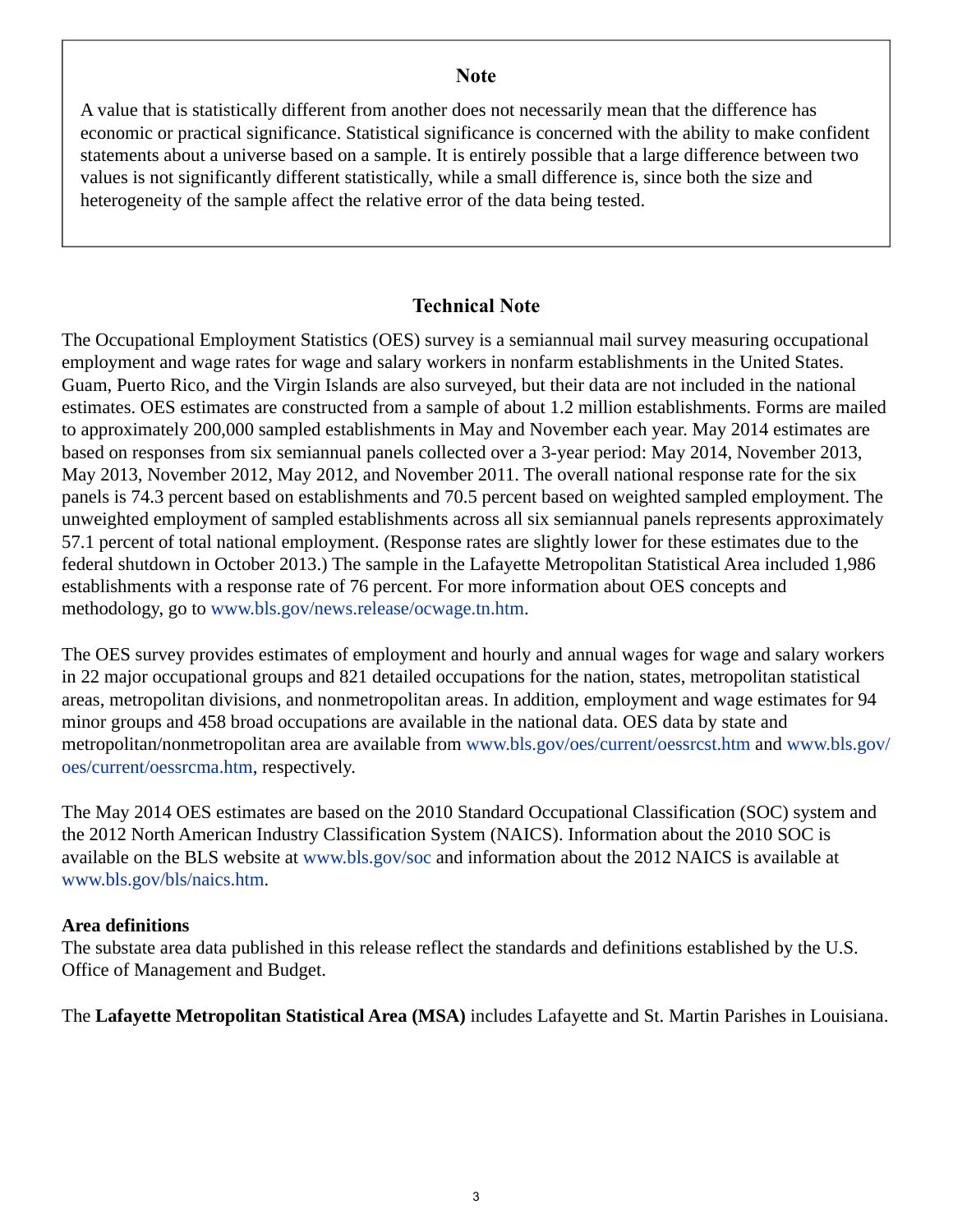## Note

A value that is statistically different from another does not necessarily mean that the difference has economic or practical significance. Statistical significance is concerned with the ability to make confident statements about a universe based on a sample. It is entirely possible that a large difference between two values is not significantly different statistically, while a small difference is, since both the size and heterogeneity of the sample affect the relative error of the data being tested.

## Technical Note

The Occupational Employment Statistics (OES) survey is a semiannual mail survey measuring occupational employment and wage rates for wage and salary workers in nonfarm establishments in the United States. Guam, Puerto Rico, and the Virgin Islands are also surveyed, but their data are not included in the national estimates. OES estimates are constructed from a sample of about 1.2 million establishments. Forms are mailed to approximately 200,000 sampled establishments in May and November each year. May 2014 estimates are based on responses from six semiannual panels collected over a 3-year period: May 2014, November 2013, May 2013, November 2012, May 2012, and November 2011. The overall national response rate for the six panels is 74.3 percent based on establishments and 70.5 percent based on weighted sampled employment. The unweighted employment of sampled establishments across all six semiannual panels represents approximately 57.1 percent of total national employment. (Response rates are slightly lower for these estimates due to the federal shutdown in October 2013.) The sample in the Lafayette Metropolitan Statistical Area included 1,986 establishments with a response rate of 76 percent. For more information about OES concepts and methodology, go to www.bls.gov/news.release/ocwage.tn.htm.

The OES survey provides estimates of employment and hourly and annual wages for wage and salary workers in 22 major occupational groups and 821 detailed occupations for the nation, states, metropolitan statistical areas, metropolitan divisions, and nonmetropolitan areas. In addition, employment and wage estimates for 94 minor groups and 458 broad occupations are available in the national data. OES data by state and metropolitan/nonmetropolitan area are available from www.bls.gov/oes/current/oessrcst.htm and www.bls.gov/oes/current/oessrcma.htm, respectively.

The May 2014 OES estimates are based on the 2010 Standard Occupational Classification (SOC) system and the 2012 North American Industry Classification System (NAICS). Information about the 2010 SOC is available on the BLS website at www.bls.gov/soc and information about the 2012 NAICS is available at www.bls.gov/bls/naics.htm.

**Area definitions**

The substate area data published in this release reflect the standards and definitions established by the U.S. Office of Management and Budget.

The **Lafayette Metropolitan Statistical Area (MSA)** includes Lafayette and St. Martin Parishes in Louisiana.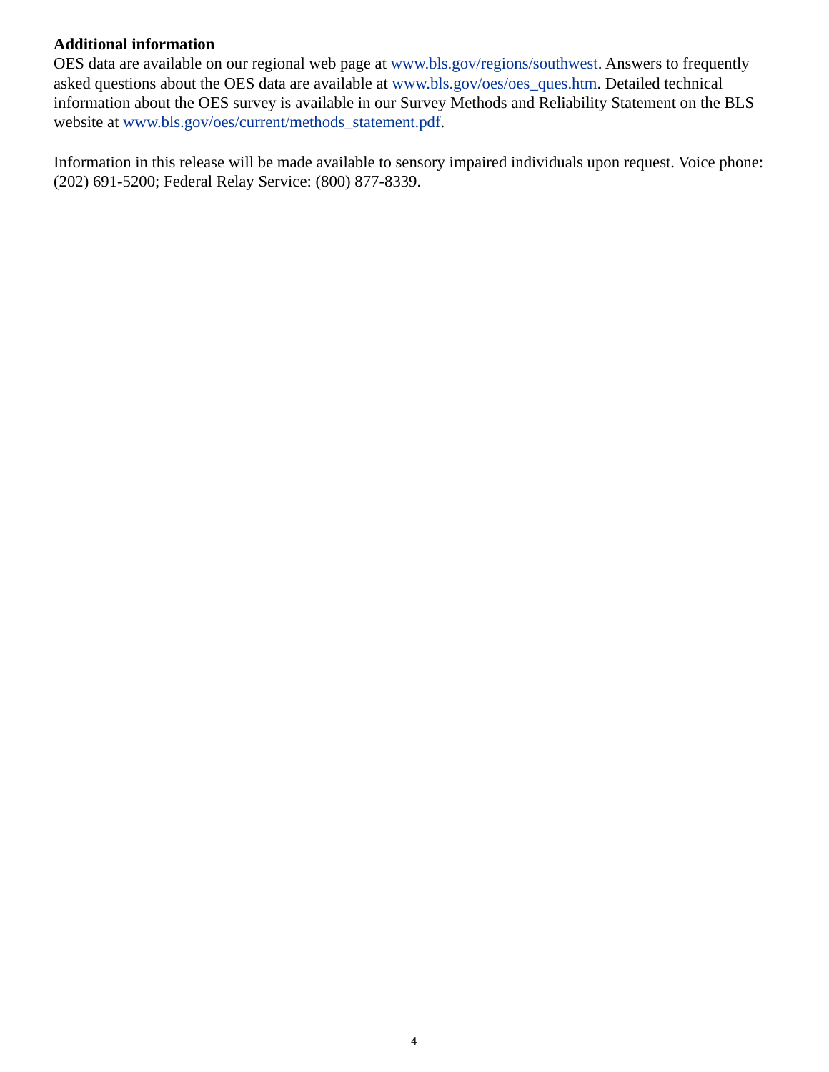**Additional information**

OES data are available on our regional web page at www.bls.gov/regions/southwest. Answers to frequently asked questions about the OES data are available at www.bls.gov/oes/oes_ques.htm. Detailed technical information about the OES survey is available in our Survey Methods and Reliability Statement on the BLS website at www.bls.gov/oes/current/methods_statement.pdf.

Information in this release will be made available to sensory impaired individuals upon request. Voice phone: (202) 691-5200; Federal Relay Service: (800) 877-8339.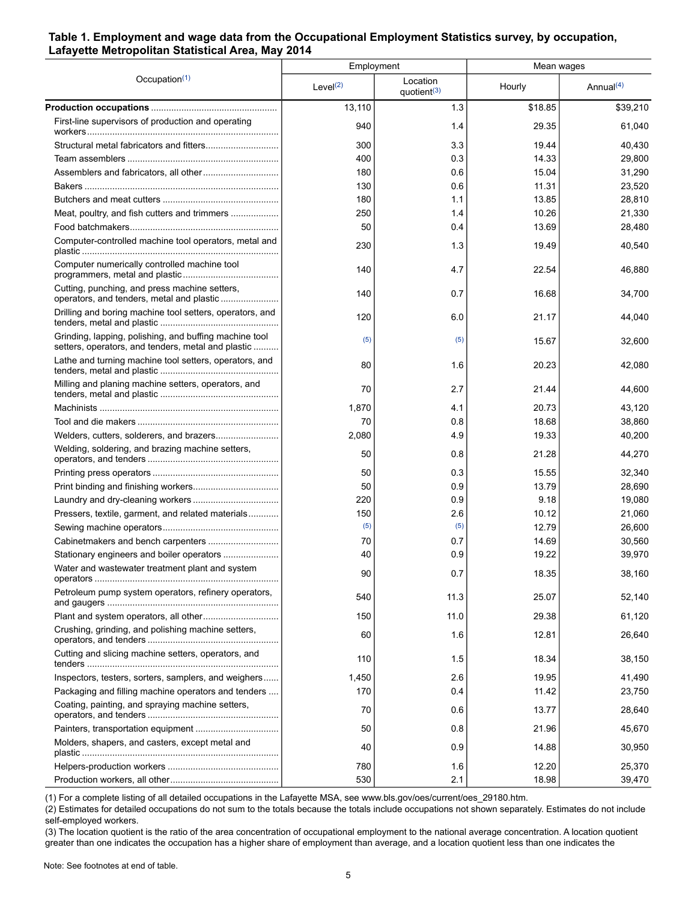## Table 1. Employment and wage data from the Occupational Employment Statistics survey, by occupation, Lafayette Metropolitan Statistical Area, May 2014

| Occupation[(1)] | Employment | | Mean wages | |
|---|---|---|---|---|
| | Level[(2)] | Location quotient[(3)] | Hourly | Annual[(4)] |
| **Production occupations** | 13,110 | 1.3 | $18.85 | $39,210 |
| First-line supervisors of production and operating workers | 940 | 1.4 | 29.35 | 61,040 |
| Structural metal fabricators and fitters | 300 | 3.3 | 19.44 | 40,430 |
| Team assemblers | 400 | 0.3 | 14.33 | 29,800 |
| Assemblers and fabricators, all other | 180 | 0.6 | 15.04 | 31,290 |
| Bakers | 130 | 0.6 | 11.31 | 23,520 |
| Butchers and meat cutters | 180 | 1.1 | 13.85 | 28,810 |
| Meat, poultry, and fish cutters and trimmers | 250 | 1.4 | 10.26 | 21,330 |
| Food batchmakers | 50 | 0.4 | 13.69 | 28,480 |
| Computer-controlled machine tool operators, metal and plastic | 230 | 1.3 | 19.49 | 40,540 |
| Computer numerically controlled machine tool programmers, metal and plastic | 140 | 4.7 | 22.54 | 46,880 |
| Cutting, punching, and press machine setters, operators, and tenders, metal and plastic | 140 | 0.7 | 16.68 | 34,700 |
| Drilling and boring machine tool setters, operators, and tenders, metal and plastic | 120 | 6.0 | 21.17 | 44,040 |
| Grinding, lapping, polishing, and buffing machine tool setters, operators, and tenders, metal and plastic | (5) | (5) | 15.67 | 32,600 |
| Lathe and turning machine tool setters, operators, and tenders, metal and plastic | 80 | 1.6 | 20.23 | 42,080 |
| Milling and planing machine setters, operators, and tenders, metal and plastic | 70 | 2.7 | 21.44 | 44,600 |
| Machinists | 1,870 | 4.1 | 20.73 | 43,120 |
| Tool and die makers | 70 | 0.8 | 18.68 | 38,860 |
| Welders, cutters, solderers, and brazers | 2,080 | 4.9 | 19.33 | 40,200 |
| Welding, soldering, and brazing machine setters, operators, and tenders | 50 | 0.8 | 21.28 | 44,270 |
| Printing press operators | 50 | 0.3 | 15.55 | 32,340 |
| Print binding and finishing workers | 50 | 0.9 | 13.79 | 28,690 |
| Laundry and dry-cleaning workers | 220 | 0.9 | 9.18 | 19,080 |
| Pressers, textile, garment, and related materials | 150 | 2.6 | 10.12 | 21,060 |
| Sewing machine operators | (5) | (5) | 12.79 | 26,600 |
| Cabinetmakers and bench carpenters | 70 | 0.7 | 14.69 | 30,560 |
| Stationary engineers and boiler operators | 40 | 0.9 | 19.22 | 39,970 |
| Water and wastewater treatment plant and system operators | 90 | 0.7 | 18.35 | 38,160 |
| Petroleum pump system operators, refinery operators, and gaugers | 540 | 11.3 | 25.07 | 52,140 |
| Plant and system operators, all other | 150 | 11.0 | 29.38 | 61,120 |
| Crushing, grinding, and polishing machine setters, operators, and tenders | 60 | 1.6 | 12.81 | 26,640 |
| Cutting and slicing machine setters, operators, and tenders | 110 | 1.5 | 18.34 | 38,150 |
| Inspectors, testers, sorters, samplers, and weighers | 1,450 | 2.6 | 19.95 | 41,490 |
| Packaging and filling machine operators and tenders | 170 | 0.4 | 11.42 | 23,750 |
| Coating, painting, and spraying machine setters, operators, and tenders | 70 | 0.6 | 13.77 | 28,640 |
| Painters, transportation equipment | 50 | 0.8 | 21.96 | 45,670 |
| Molders, shapers, and casters, except metal and plastic | 40 | 0.9 | 14.88 | 30,950 |
| Helpers-production workers | 780 | 1.6 | 12.20 | 25,370 |
| Production workers, all other | 530 | 2.1 | 18.98 | 39,470 |

(1) For a complete listing of all detailed occupations in the Lafayette MSA, see www.bls.gov/oes/current/oes_29180.htm.
(2) Estimates for detailed occupations do not sum to the totals because the totals include occupations not shown separately. Estimates do not include self-employed workers.
(3) The location quotient is the ratio of the area concentration of occupational employment to the national average concentration. A location quotient greater than one indicates the occupation has a higher share of employment than average, and a location quotient less than one indicates the

Note: See footnotes at end of table.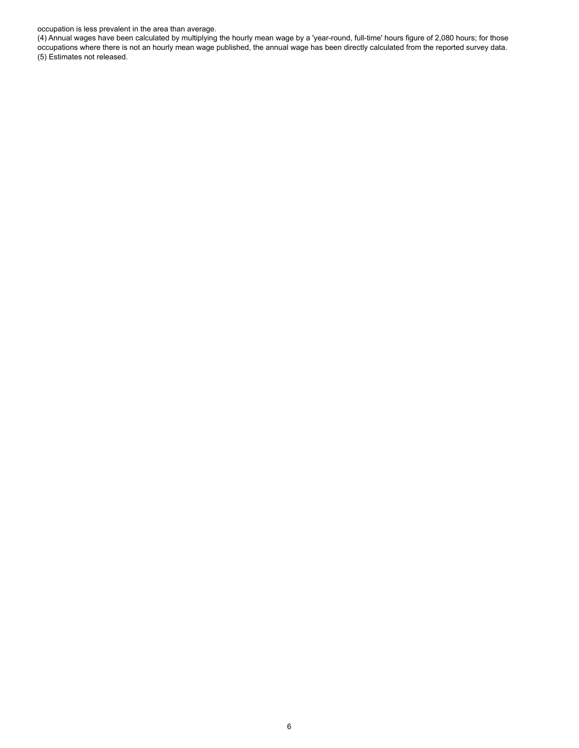occupation is less prevalent in the area than average.

(4) Annual wages have been calculated by multiplying the hourly mean wage by a 'year-round, full-time' hours figure of 2,080 hours; for those occupations where there is not an hourly mean wage published, the annual wage has been directly calculated from the reported survey data.

(5) Estimates not released.